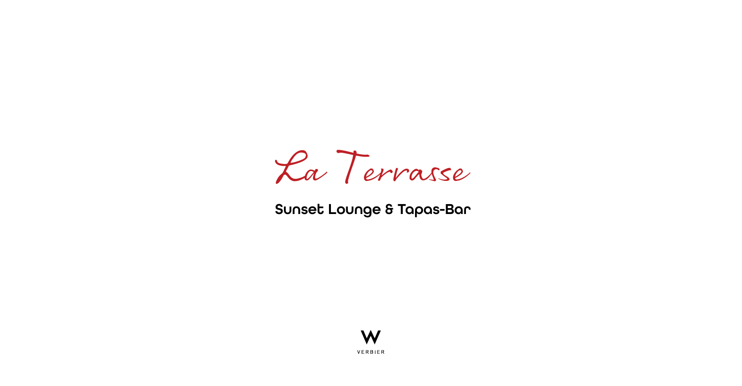# La Terrasse

## Sunset Lounge & Tapas-Bar

W

VERBIER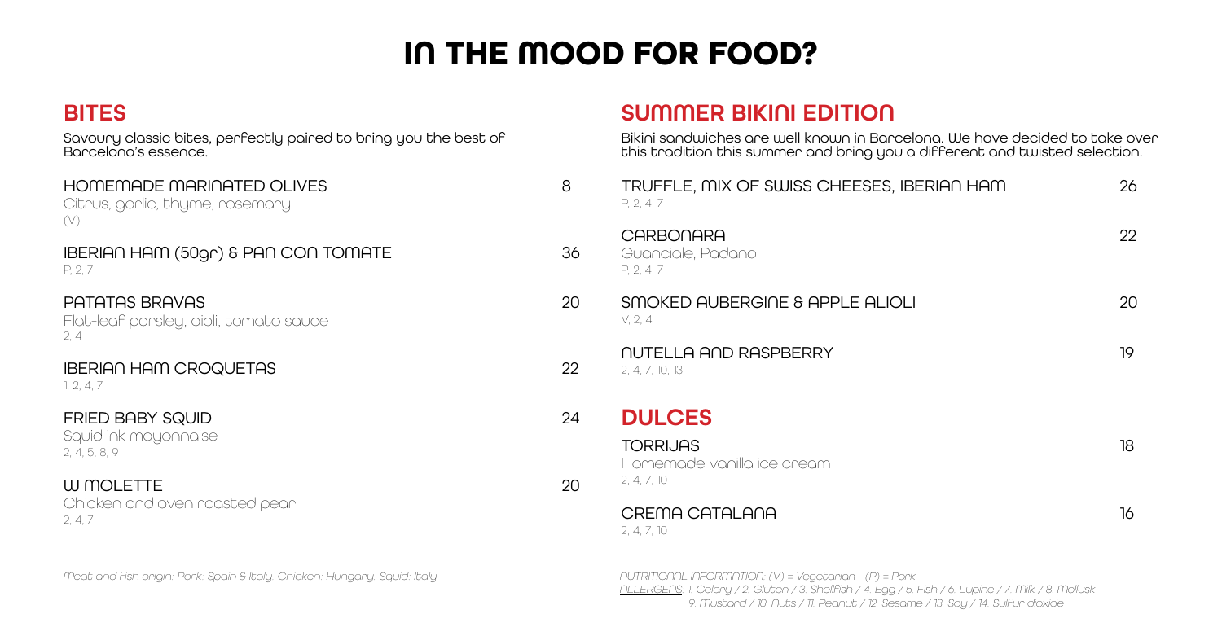# IN THE MOOD FOR FOOD?

## BITES

Savoury classic bites, perfectly paired to bring you the best of Barcelona's essence.

**HOMEMADE MARINATED OLIVES** — 8
Citrus, garlic, thyme, rosemary
(V)

**IBERIAN HAM (50gr) & PAN CON TOMATE** — 36
P, 2, 7

**PATATAS BRAVAS** — 20
Flat-leaf parsley, aioli, tomato sauce
2, 4

**IBERIAN HAM CROQUETAS** — 22
1, 2, 4, 7

**FRIED BABY SQUID** — 24
Squid ink mayonnaise
2, 4, 5, 8, 9

**W MOLETTE** — 20
Chicken and oven roasted pear
2, 4, 7

*Meat and fish origin: Pork: Spain & Italy. Chicken: Hungary. Squid: Italy*

## SUMMER BIKINI EDITION

Bikini sandwiches are well known in Barcelona. We have decided to take over this tradition this summer and bring you a different and twisted selection.

**TRUFFLE, MIX OF SWISS CHEESES, IBERIAN HAM** — 26
P, 2, 4, 7

**CARBONARA** — 22
Guanciale, Padano
P, 2, 4, 7

**SMOKED AUBERGINE & APPLE ALIOLI** — 20
V, 2, 4

**NUTELLA AND RASPBERRY** — 19
2, 4, 7, 10, 13

## DULCES

**TORRIJAS** — 18
Homemade vanilla ice cream
2, 4, 7, 10

**CREMA CATALANA** — 16
2, 4, 7, 10

*NUTRITIONAL INFORMATION: (V) = Vegetarian - (P) = Pork*
*ALLERGENS: 1. Celery / 2. Gluten / 3. Shellfish / 4. Egg / 5. Fish / 6. Lupine / 7. Milk / 8. Mollusk 9. Mustard / 10. Nuts / 11. Peanut / 12. Sesame / 13. Soy / 14. Sulfur dioxide*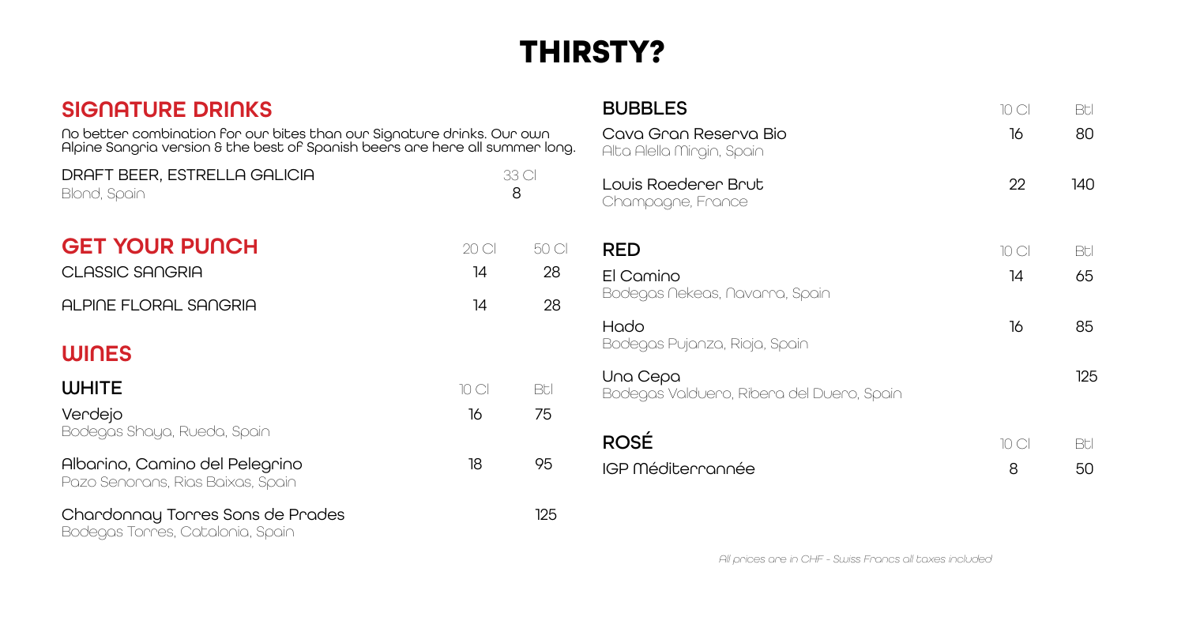# THIRSTY?

## SIGNATURE DRINKS

No better combination for our bites than our Signature drinks. Our own Alpine Sangria version & the best of Spanish beers are here all summer long.

| | 33 Cl |
|---|---|
| DRAFT BEER, ESTRELLA GALICIA<br>Blond, Spain | 8 |

## GET YOUR PUNCH

| | 20 Cl | 50 Cl |
|---|---|---|
| CLASSIC SANGRIA | 14 | 28 |
| ALPINE FLORAL SANGRIA | 14 | 28 |

## WINES

### WHITE

| | 10 Cl | Btl |
|---|---|---|
| Verdejo<br>Bodegas Shaya, Rueda, Spain | 16 | 75 |
| Albarino, Camino del Pelegrino<br>Pazo Senorans, Rias Baixas, Spain | 18 | 95 |
| Chardonnay Torres Sons de Prades<br>Bodegas Torres, Catalonia, Spain | | 125 |

### BUBBLES

| | 10 Cl | Btl |
|---|---|---|
| Cava Gran Reserva Bio<br>Alta Alella Mirgin, Spain | 16 | 80 |
| Louis Roederer Brut<br>Champagne, France | 22 | 140 |

### RED

| | 10 Cl | Btl |
|---|---|---|
| El Camino<br>Bodegas Nekeas, Navarra, Spain | 14 | 65 |
| Hado<br>Bodegas Pujanza, Rioja, Spain | 16 | 85 |
| Una Cepa<br>Bodegas Valduero, Ribera del Duero, Spain | | 125 |

### ROSÉ

| | 10 Cl | Btl |
|---|---|---|
| IGP Méditerrannée | 8 | 50 |

*All prices are in CHF - Swiss Francs all taxes included*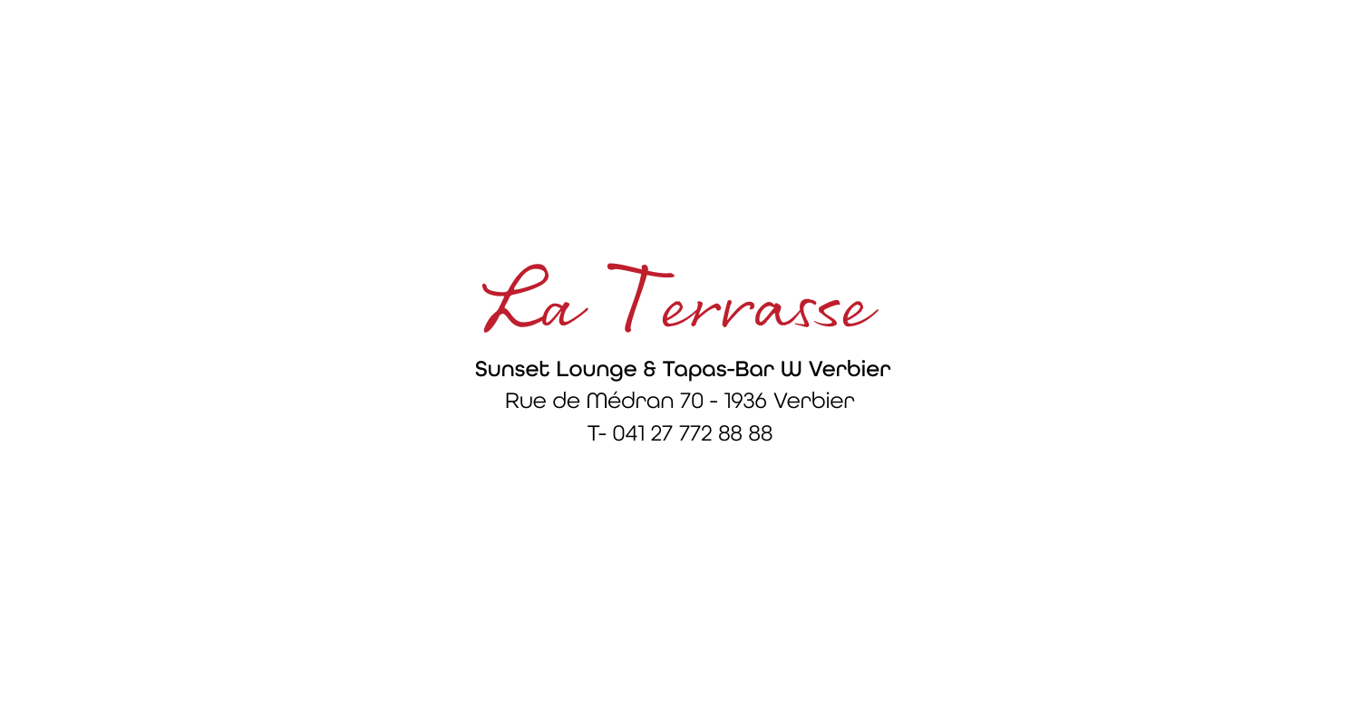# La Terrasse

**Sunset Lounge & Tapas-Bar W Verbier**

Rue de Médran 70 - 1936 Verbier

T- 041 27 772 88 88